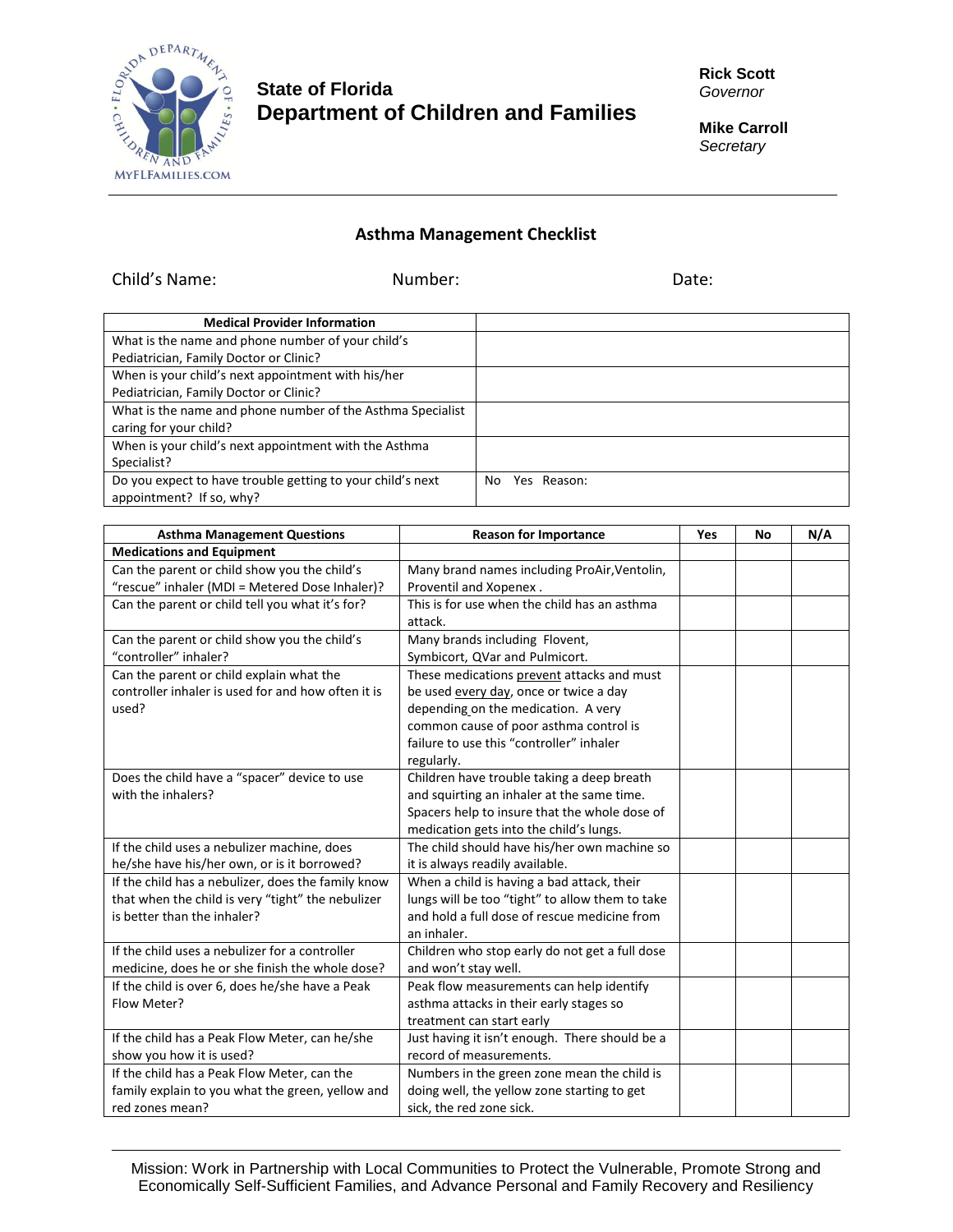**State of Florida**
**Department of Children and Families**

**Rick Scott**
*Governor*

**Mike Carroll**
*Secretary*

## Asthma Management Checklist

Child's Name: Number: Date:

| Medical Provider Information | |
|---|---|
| What is the name and phone number of your child's Pediatrician, Family Doctor or Clinic? | |
| When is your child's next appointment with his/her Pediatrician, Family Doctor or Clinic? | |
| What is the name and phone number of the Asthma Specialist caring for your child? | |
| When is your child's next appointment with the Asthma Specialist? | |
| Do you expect to have trouble getting to your child's next appointment? If so, why? | No Yes Reason: |

| Asthma Management Questions | Reason for Importance | Yes | No | N/A |
|---|---|---|---|---|
| **Medications and Equipment** | | | | |
| Can the parent or child show you the child's "rescue" inhaler (MDI = Metered Dose Inhaler)? | Many brand names including ProAir,Ventolin, Proventil and Xopenex . | | | |
| Can the parent or child tell you what it's for? | This is for use when the child has an asthma attack. | | | |
| Can the parent or child show you the child's "controller" inhaler? | Many brands including Flovent, Symbicort, QVar and Pulmicort. | | | |
| Can the parent or child explain what the controller inhaler is used for and how often it is used? | These medications prevent attacks and must be used every day, once or twice a day depending on the medication. A very common cause of poor asthma control is failure to use this "controller" inhaler regularly. | | | |
| Does the child have a "spacer" device to use with the inhalers? | Children have trouble taking a deep breath and squirting an inhaler at the same time. Spacers help to insure that the whole dose of medication gets into the child's lungs. | | | |
| If the child uses a nebulizer machine, does he/she have his/her own, or is it borrowed? | The child should have his/her own machine so it is always readily available. | | | |
| If the child has a nebulizer, does the family know that when the child is very "tight" the nebulizer is better than the inhaler? | When a child is having a bad attack, their lungs will be too "tight" to allow them to take and hold a full dose of rescue medicine from an inhaler. | | | |
| If the child uses a nebulizer for a controller medicine, does he or she finish the whole dose? | Children who stop early do not get a full dose and won't stay well. | | | |
| If the child is over 6, does he/she have a Peak Flow Meter? | Peak flow measurements can help identify asthma attacks in their early stages so treatment can start early | | | |
| If the child has a Peak Flow Meter, can he/she show you how it is used? | Just having it isn't enough. There should be a record of measurements. | | | |
| If the child has a Peak Flow Meter, can the family explain to you what the green, yellow and red zones mean? | Numbers in the green zone mean the child is doing well, the yellow zone starting to get sick, the red zone sick. | | | |

Mission: Work in Partnership with Local Communities to Protect the Vulnerable, Promote Strong and Economically Self-Sufficient Families, and Advance Personal and Family Recovery and Resiliency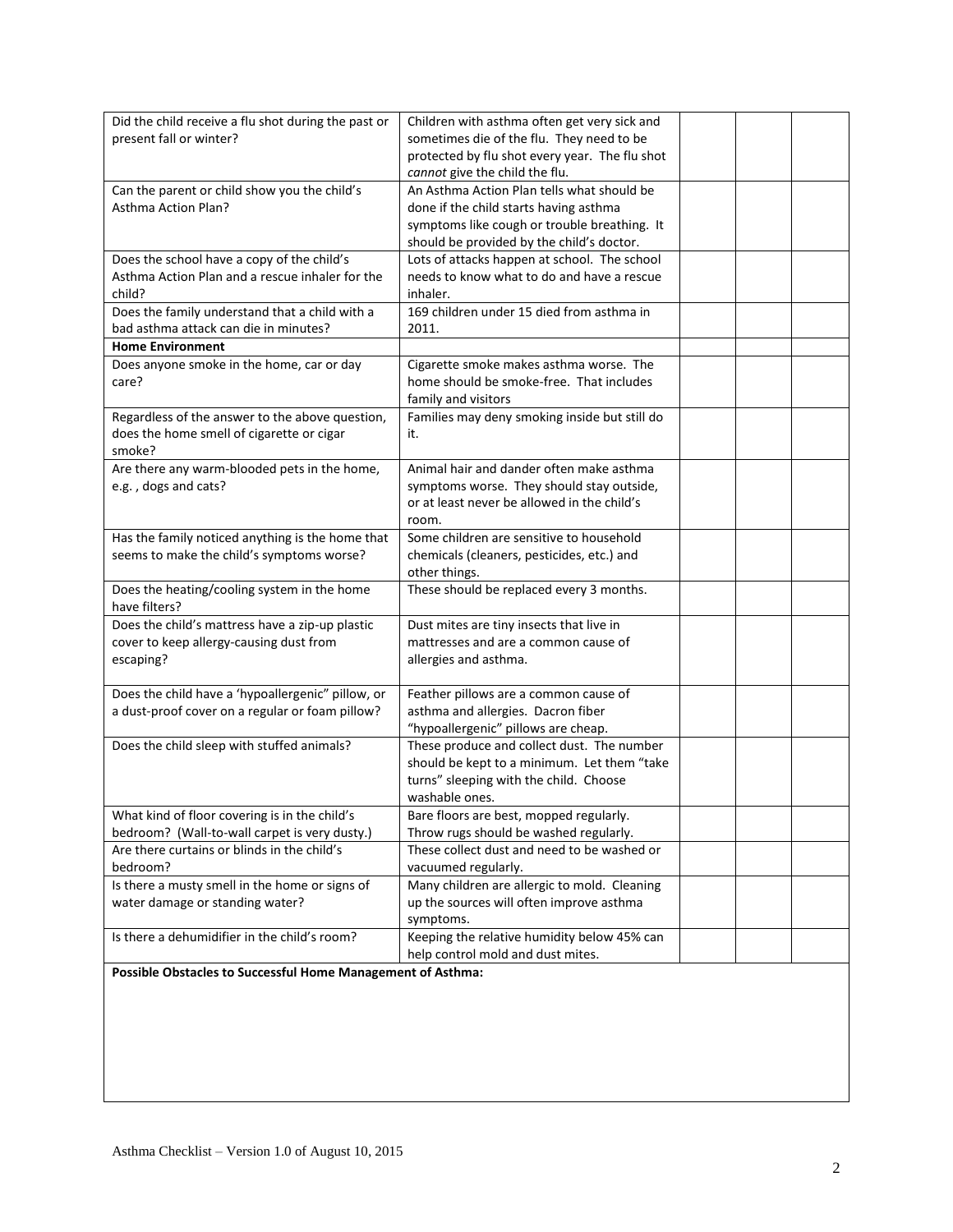| | | | | |
|---|---|---|---|---|
| Did the child receive a flu shot during the past or present fall or winter? | Children with asthma often get very sick and sometimes die of the flu. They need to be protected by flu shot every year. The flu shot *cannot* give the child the flu. | | | |
| Can the parent or child show you the child's Asthma Action Plan? | An Asthma Action Plan tells what should be done if the child starts having asthma symptoms like cough or trouble breathing. It should be provided by the child's doctor. | | | |
| Does the school have a copy of the child's Asthma Action Plan and a rescue inhaler for the child? | Lots of attacks happen at school. The school needs to know what to do and have a rescue inhaler. | | | |
| Does the family understand that a child with a bad asthma attack can die in minutes? | 169 children under 15 died from asthma in 2011. | | | |
| **Home Environment** | | | | |
| Does anyone smoke in the home, car or day care? | Cigarette smoke makes asthma worse. The home should be smoke-free. That includes family and visitors | | | |
| Regardless of the answer to the above question, does the home smell of cigarette or cigar smoke? | Families may deny smoking inside but still do it. | | | |
| Are there any warm-blooded pets in the home, e.g. , dogs and cats? | Animal hair and dander often make asthma symptoms worse. They should stay outside, or at least never be allowed in the child's room. | | | |
| Has the family noticed anything is the home that seems to make the child's symptoms worse? | Some children are sensitive to household chemicals (cleaners, pesticides, etc.) and other things. | | | |
| Does the heating/cooling system in the home have filters? | These should be replaced every 3 months. | | | |
| Does the child's mattress have a zip-up plastic cover to keep allergy-causing dust from escaping? | Dust mites are tiny insects that live in mattresses and are a common cause of allergies and asthma. | | | |
| Does the child have a 'hypoallergenic" pillow, or a dust-proof cover on a regular or foam pillow? | Feather pillows are a common cause of asthma and allergies. Dacron fiber "hypoallergenic" pillows are cheap. | | | |
| Does the child sleep with stuffed animals? | These produce and collect dust. The number should be kept to a minimum. Let them "take turns" sleeping with the child. Choose washable ones. | | | |
| What kind of floor covering is in the child's bedroom? (Wall-to-wall carpet is very dusty.) | Bare floors are best, mopped regularly. Throw rugs should be washed regularly. | | | |
| Are there curtains or blinds in the child's bedroom? | These collect dust and need to be washed or vacuumed regularly. | | | |
| Is there a musty smell in the home or signs of water damage or standing water? | Many children are allergic to mold. Cleaning up the sources will often improve asthma symptoms. | | | |
| Is there a dehumidifier in the child's room? | Keeping the relative humidity below 45% can help control mold and dust mites. | | | |

**Possible Obstacles to Successful Home Management of Asthma:**

Asthma Checklist – Version 1.0 of August 10, 2015